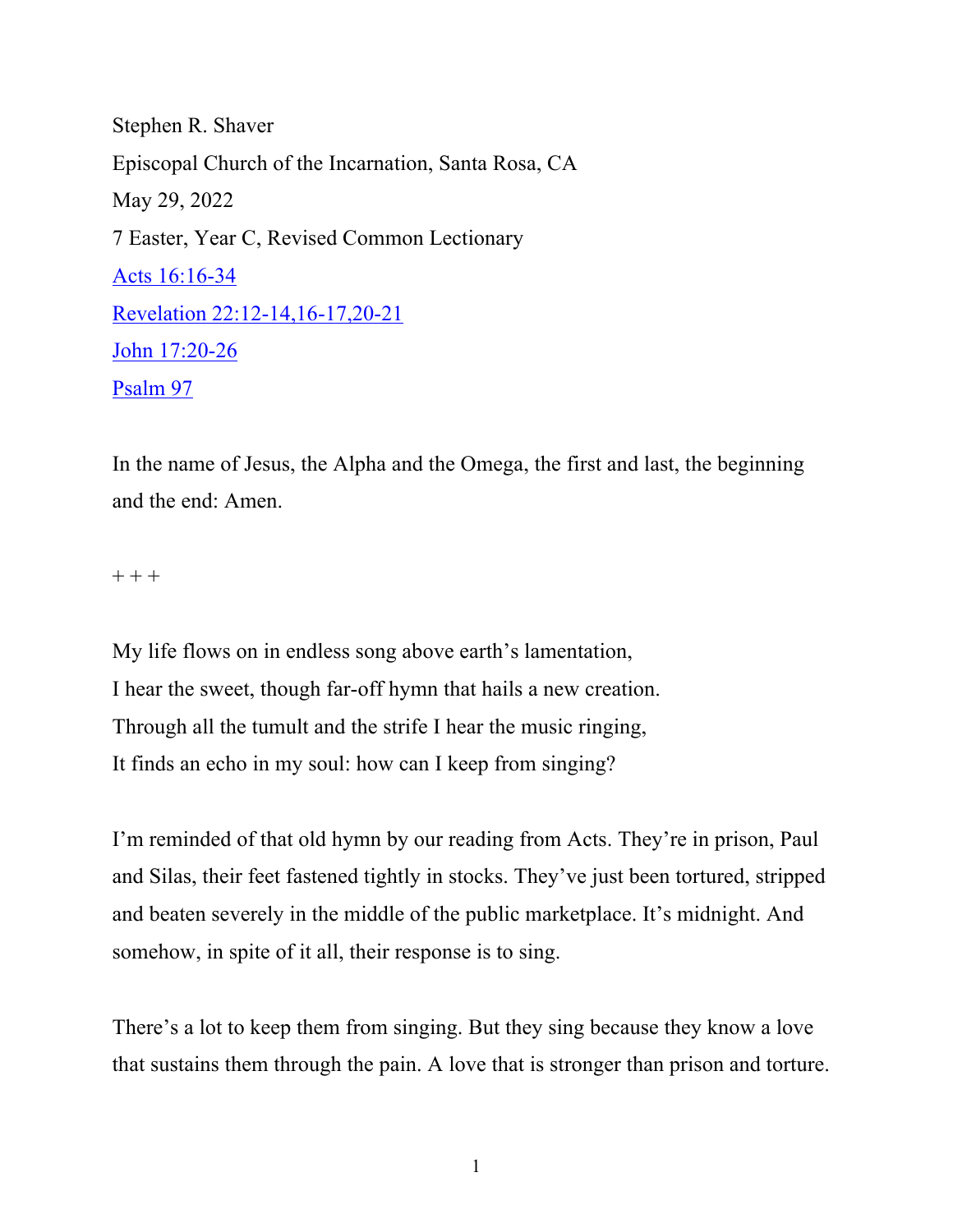Stephen R. Shaver

Episcopal Church of the Incarnation, Santa Rosa, CA

May 29, 2022

7 Easter, Year C, Revised Common Lectionary

Acts 16:16-34

Revelation 22:12-14,16-17,20-21

John 17:20-26

Psalm 97

In the name of Jesus, the Alpha and the Omega, the first and last, the beginning and the end: Amen.

+ + +

My life flows on in endless song above earth's lamentation,
I hear the sweet, though far-off hymn that hails a new creation.
Through all the tumult and the strife I hear the music ringing,
It finds an echo in my soul: how can I keep from singing?

I'm reminded of that old hymn by our reading from Acts. They're in prison, Paul and Silas, their feet fastened tightly in stocks. They've just been tortured, stripped and beaten severely in the middle of the public marketplace. It's midnight. And somehow, in spite of it all, their response is to sing.

There's a lot to keep them from singing. But they sing because they know a love that sustains them through the pain. A love that is stronger than prison and torture.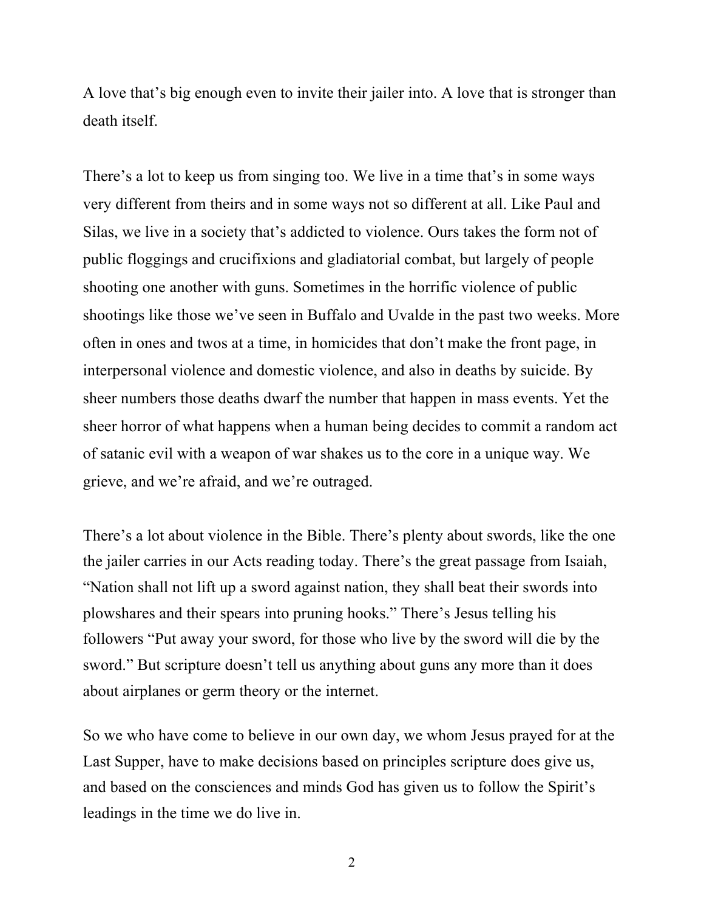A love that's big enough even to invite their jailer into. A love that is stronger than death itself.

There's a lot to keep us from singing too. We live in a time that's in some ways very different from theirs and in some ways not so different at all. Like Paul and Silas, we live in a society that's addicted to violence. Ours takes the form not of public floggings and crucifixions and gladiatorial combat, but largely of people shooting one another with guns. Sometimes in the horrific violence of public shootings like those we've seen in Buffalo and Uvalde in the past two weeks. More often in ones and twos at a time, in homicides that don't make the front page, in interpersonal violence and domestic violence, and also in deaths by suicide. By sheer numbers those deaths dwarf the number that happen in mass events. Yet the sheer horror of what happens when a human being decides to commit a random act of satanic evil with a weapon of war shakes us to the core in a unique way. We grieve, and we're afraid, and we're outraged.

There's a lot about violence in the Bible. There's plenty about swords, like the one the jailer carries in our Acts reading today. There's the great passage from Isaiah, "Nation shall not lift up a sword against nation, they shall beat their swords into plowshares and their spears into pruning hooks." There's Jesus telling his followers "Put away your sword, for those who live by the sword will die by the sword." But scripture doesn't tell us anything about guns any more than it does about airplanes or germ theory or the internet.

So we who have come to believe in our own day, we whom Jesus prayed for at the Last Supper, have to make decisions based on principles scripture does give us, and based on the consciences and minds God has given us to follow the Spirit's leadings in the time we do live in.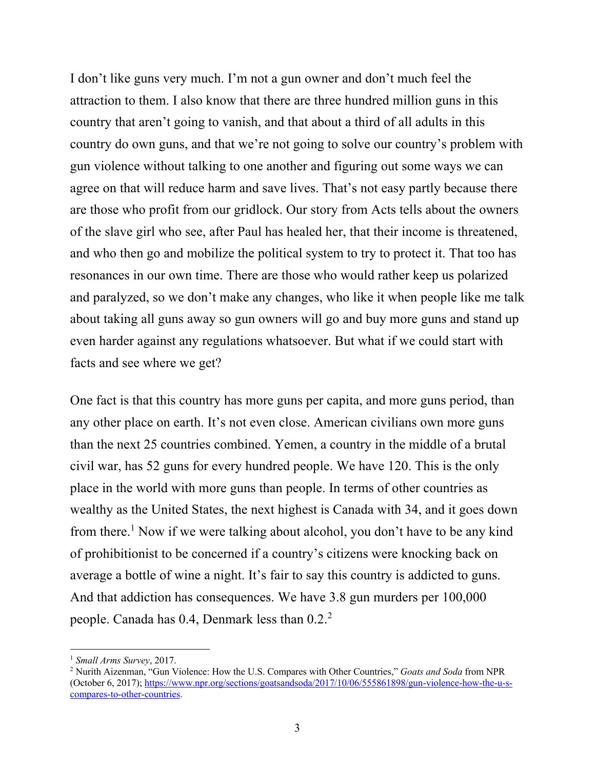I don't like guns very much. I'm not a gun owner and don't much feel the attraction to them. I also know that there are three hundred million guns in this country that aren't going to vanish, and that about a third of all adults in this country do own guns, and that we're not going to solve our country's problem with gun violence without talking to one another and figuring out some ways we can agree on that will reduce harm and save lives. That's not easy partly because there are those who profit from our gridlock. Our story from Acts tells about the owners of the slave girl who see, after Paul has healed her, that their income is threatened, and who then go and mobilize the political system to try to protect it. That too has resonances in our own time. There are those who would rather keep us polarized and paralyzed, so we don't make any changes, who like it when people like me talk about taking all guns away so gun owners will go and buy more guns and stand up even harder against any regulations whatsoever. But what if we could start with facts and see where we get?

One fact is that this country has more guns per capita, and more guns period, than any other place on earth. It's not even close. American civilians own more guns than the next 25 countries combined. Yemen, a country in the middle of a brutal civil war, has 52 guns for every hundred people. We have 120. This is the only place in the world with more guns than people. In terms of other countries as wealthy as the United States, the next highest is Canada with 34, and it goes down from there.[1] Now if we were talking about alcohol, you don't have to be any kind of prohibitionist to be concerned if a country's citizens were knocking back on average a bottle of wine a night. It's fair to say this country is addicted to guns. And that addiction has consequences. We have 3.8 gun murders per 100,000 people. Canada has 0.4, Denmark less than 0.2.[2]

---

[1] *Small Arms Survey*, 2017.

[2] Nurith Aizenman, "Gun Violence: How the U.S. Compares with Other Countries," *Goats and Soda* from NPR (October 6, 2017); https://www.npr.org/sections/goatsandsoda/2017/10/06/555861898/gun-violence-how-the-u-s-compares-to-other-countries.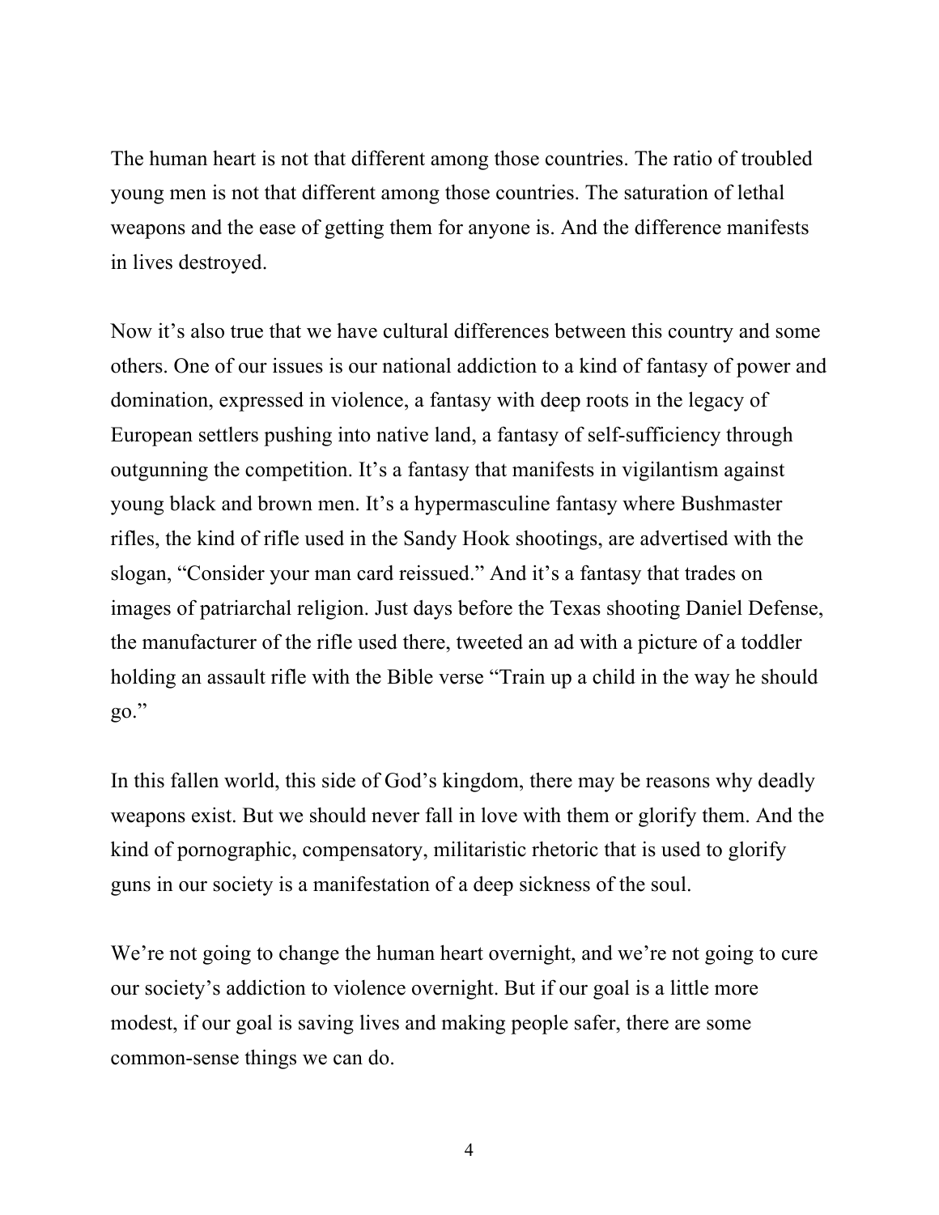The human heart is not that different among those countries. The ratio of troubled young men is not that different among those countries. The saturation of lethal weapons and the ease of getting them for anyone is. And the difference manifests in lives destroyed.

Now it's also true that we have cultural differences between this country and some others. One of our issues is our national addiction to a kind of fantasy of power and domination, expressed in violence, a fantasy with deep roots in the legacy of European settlers pushing into native land, a fantasy of self-sufficiency through outgunning the competition. It's a fantasy that manifests in vigilantism against young black and brown men. It's a hypermasculine fantasy where Bushmaster rifles, the kind of rifle used in the Sandy Hook shootings, are advertised with the slogan, "Consider your man card reissued." And it's a fantasy that trades on images of patriarchal religion. Just days before the Texas shooting Daniel Defense, the manufacturer of the rifle used there, tweeted an ad with a picture of a toddler holding an assault rifle with the Bible verse "Train up a child in the way he should go."

In this fallen world, this side of God's kingdom, there may be reasons why deadly weapons exist. But we should never fall in love with them or glorify them. And the kind of pornographic, compensatory, militaristic rhetoric that is used to glorify guns in our society is a manifestation of a deep sickness of the soul.

We're not going to change the human heart overnight, and we're not going to cure our society's addiction to violence overnight. But if our goal is a little more modest, if our goal is saving lives and making people safer, there are some common-sense things we can do.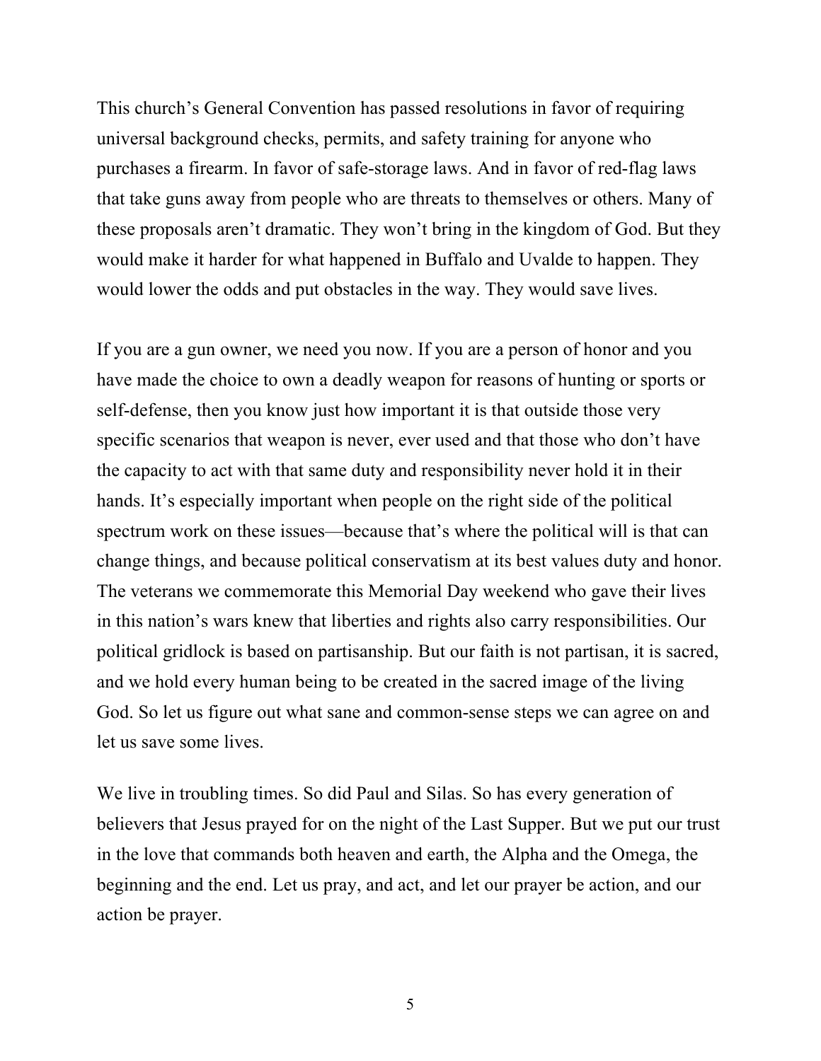This church's General Convention has passed resolutions in favor of requiring universal background checks, permits, and safety training for anyone who purchases a firearm. In favor of safe-storage laws. And in favor of red-flag laws that take guns away from people who are threats to themselves or others. Many of these proposals aren't dramatic. They won't bring in the kingdom of God. But they would make it harder for what happened in Buffalo and Uvalde to happen. They would lower the odds and put obstacles in the way. They would save lives.

If you are a gun owner, we need you now. If you are a person of honor and you have made the choice to own a deadly weapon for reasons of hunting or sports or self-defense, then you know just how important it is that outside those very specific scenarios that weapon is never, ever used and that those who don't have the capacity to act with that same duty and responsibility never hold it in their hands. It's especially important when people on the right side of the political spectrum work on these issues—because that's where the political will is that can change things, and because political conservatism at its best values duty and honor. The veterans we commemorate this Memorial Day weekend who gave their lives in this nation's wars knew that liberties and rights also carry responsibilities. Our political gridlock is based on partisanship. But our faith is not partisan, it is sacred, and we hold every human being to be created in the sacred image of the living God. So let us figure out what sane and common-sense steps we can agree on and let us save some lives.

We live in troubling times. So did Paul and Silas. So has every generation of believers that Jesus prayed for on the night of the Last Supper. But we put our trust in the love that commands both heaven and earth, the Alpha and the Omega, the beginning and the end. Let us pray, and act, and let our prayer be action, and our action be prayer.